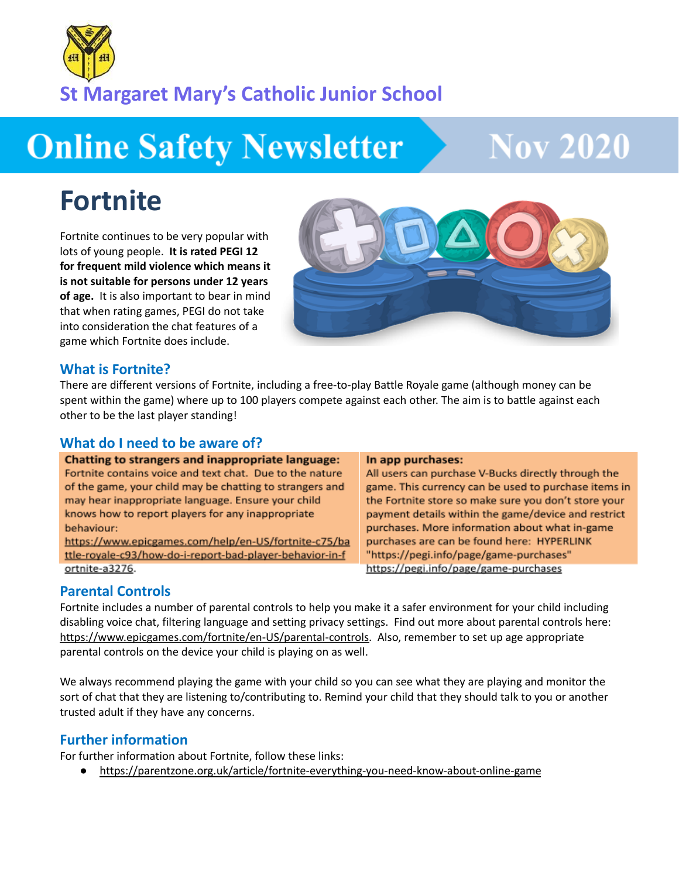St Margaret Mary's Catholic Junior School

# Online Safety Newsletter Nov 2020

## Fortnite

Fortnite continues to be very popular with lots of young people. **It is rated PEGI 12 for frequent mild violence which means it is not suitable for persons under 12 years of age.** It is also important to bear in mind that when rating games, PEGI do not take into consideration the chat features of a game which Fortnite does include.

### What is Fortnite?

There are different versions of Fortnite, including a free-to-play Battle Royale game (although money can be spent within the game) where up to 100 players compete against each other. The aim is to battle against each other to be the last player standing!

### What do I need to be aware of?

**Chatting to strangers and inappropriate language:**
Fortnite contains voice and text chat. Due to the nature of the game, your child may be chatting to strangers and may hear inappropriate language. Ensure your child knows how to report players for any inappropriate behaviour: https://www.epicgames.com/help/en-US/fortnite-c75/battle-royale-c93/how-do-i-report-bad-player-behavior-in-fortnite-a3276.

**In app purchases:**
All users can purchase V-Bucks directly through the game. This currency can be used to purchase items in the Fortnite store so make sure you don't store your payment details within the game/device and restrict purchases. More information about what in-game purchases are can be found here: HYPERLINK "https://pegi.info/page/game-purchases" https://pegi.info/page/game-purchases

### Parental Controls

Fortnite includes a number of parental controls to help you make it a safer environment for your child including disabling voice chat, filtering language and setting privacy settings. Find out more about parental controls here: https://www.epicgames.com/fortnite/en-US/parental-controls. Also, remember to set up age appropriate parental controls on the device your child is playing on as well.

We always recommend playing the game with your child so you can see what they are playing and monitor the sort of chat that they are listening to/contributing to. Remind your child that they should talk to you or another trusted adult if they have any concerns.

### Further information

For further information about Fortnite, follow these links:

- https://parentzone.org.uk/article/fortnite-everything-you-need-know-about-online-game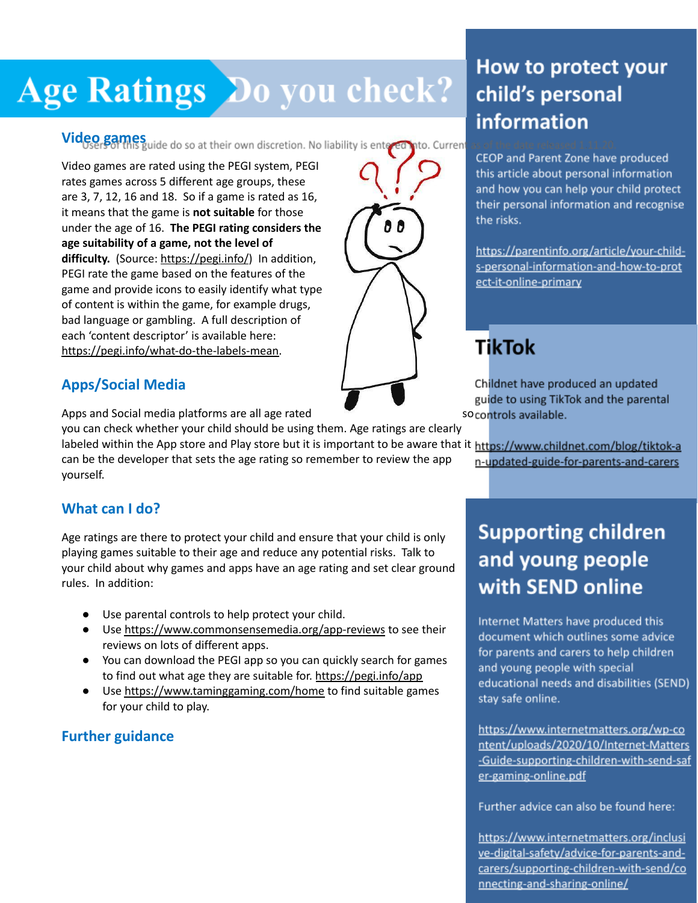# Age Ratings Do you check?

Users of this guide do so at their own discretion. No liability is entered into. Current as of the date released 1.11.20.

## Video games

Video games are rated using the PEGI system, PEGI rates games across 5 different age groups, these are 3, 7, 12, 16 and 18. So if a game is rated as 16, it means that the game is **not suitable** for those under the age of 16. **The PEGI rating considers the age suitability of a game, not the level of difficulty.** (Source: https://pegi.info/) In addition, PEGI rate the game based on the features of the game and provide icons to easily identify what type of content is within the game, for example drugs, bad language or gambling. A full description of each 'content descriptor' is available here: https://pegi.info/what-do-the-labels-mean.

## Apps/Social Media

Apps and Social media platforms are all age rated so you can check whether your child should be using them. Age ratings are clearly labeled within the App store and Play store but it is important to be aware that it can be the developer that sets the age rating so remember to review the app yourself.

## What can I do?

Age ratings are there to protect your child and ensure that your child is only playing games suitable to their age and reduce any potential risks. Talk to your child about why games and apps have an age rating and set clear ground rules. In addition:

- Use parental controls to help protect your child.
- Use https://www.commonsensemedia.org/app-reviews to see their reviews on lots of different apps.
- You can download the PEGI app so you can quickly search for games to find out what age they are suitable for. https://pegi.info/app
- Use https://www.taminggaming.com/home to find suitable games for your child to play.

## Further guidance

## How to protect your child's personal information

CEOP and Parent Zone have produced this article about personal information and how you can help your child protect their personal information and recognise the risks.

https://parentinfo.org/article/your-child-s-personal-information-and-how-to-protect-it-online-primary

## TikTok

Childnet have produced an updated guide to using TikTok and the parental controls available.

https://www.childnet.com/blog/tiktok-an-updated-guide-for-parents-and-carers

## Supporting children and young people with SEND online

Internet Matters have produced this document which outlines some advice for parents and carers to help children and young people with special educational needs and disabilities (SEND) stay safe online.

https://www.internetmatters.org/wp-content/uploads/2020/10/Internet-Matters-Guide-supporting-children-with-send-safer-gaming-online.pdf

Further advice can also be found here:

https://www.internetmatters.org/inclusive-digital-safety/advice-for-parents-and-carers/supporting-children-with-send/connecting-and-sharing-online/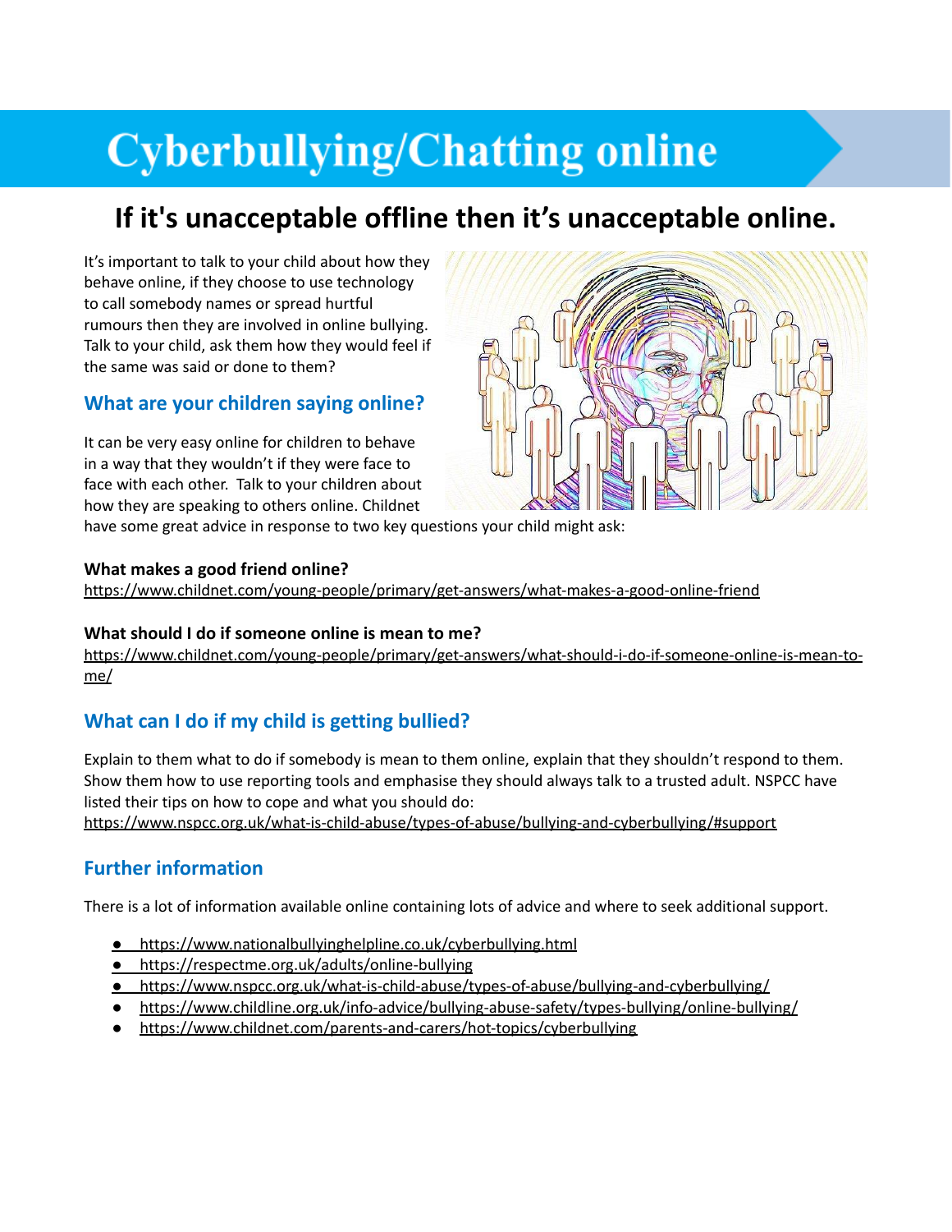# Cyberbullying/Chatting online

## If it's unacceptable offline then it's unacceptable online.

It's important to talk to your child about how they behave online, if they choose to use technology to call somebody names or spread hurtful rumours then they are involved in online bullying. Talk to your child, ask them how they would feel if the same was said or done to them?

### What are your children saying online?

It can be very easy online for children to behave in a way that they wouldn't if they were face to face with each other. Talk to your children about how they are speaking to others online. Childnet have some great advice in response to two key questions your child might ask:

**What makes a good friend online?**
https://www.childnet.com/young-people/primary/get-answers/what-makes-a-good-online-friend

**What should I do if someone online is mean to me?**
https://www.childnet.com/young-people/primary/get-answers/what-should-i-do-if-someone-online-is-mean-to-me/

### What can I do if my child is getting bullied?

Explain to them what to do if somebody is mean to them online, explain that they shouldn't respond to them. Show them how to use reporting tools and emphasise they should always talk to a trusted adult. NSPCC have listed their tips on how to cope and what you should do:
https://www.nspcc.org.uk/what-is-child-abuse/types-of-abuse/bullying-and-cyberbullying/#support

### Further information

There is a lot of information available online containing lots of advice and where to seek additional support.

- https://www.nationalbullyinghelpline.co.uk/cyberbullying.html
- https://respectme.org.uk/adults/online-bullying
- https://www.nspcc.org.uk/what-is-child-abuse/types-of-abuse/bullying-and-cyberbullying/
- https://www.childline.org.uk/info-advice/bullying-abuse-safety/types-bullying/online-bullying/
- https://www.childnet.com/parents-and-carers/hot-topics/cyberbullying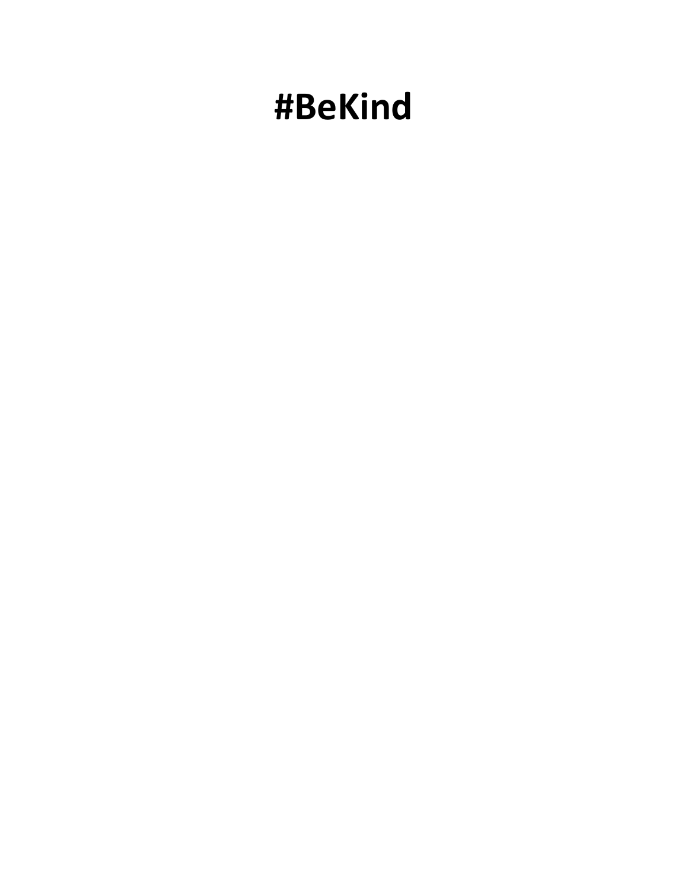# #BeKind